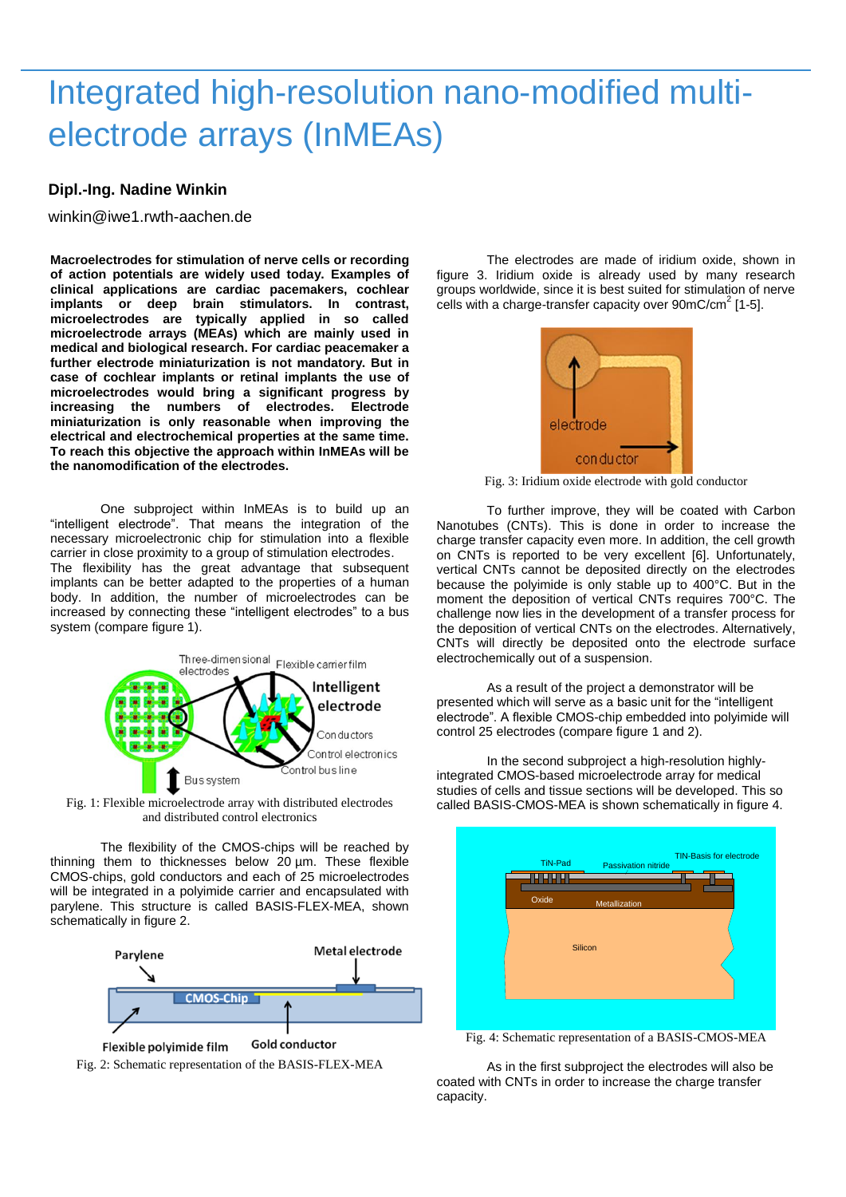# Integrated high-resolution nano-modified multi-electrode arrays (InMEAs)

**Dipl.-Ing. Nadine Winkin**

winkin@iwe1.rwth-aachen.de

**Macroelectrodes for stimulation of nerve cells or recording of action potentials are widely used today. Examples of clinical applications are cardiac pacemakers, cochlear implants or deep brain stimulators. In contrast, microelectrodes are typically applied in so called microelectrode arrays (MEAs) which are mainly used in medical and biological research. For cardiac peacemaker a further electrode miniaturization is not mandatory. But in case of cochlear implants or retinal implants the use of microelectrodes would bring a significant progress by increasing the numbers of electrodes. Electrode miniaturization is only reasonable when improving the electrical and electrochemical properties at the same time. To reach this objective the approach within InMEAs will be the nanomodification of the electrodes.**

One subproject within InMEAs is to build up an "intelligent electrode". That means the integration of the necessary microelectronic chip for stimulation into a flexible carrier in close proximity to a group of stimulation electrodes. The flexibility has the great advantage that subsequent implants can be better adapted to the properties of a human body. In addition, the number of microelectrodes can be increased by connecting these "intelligent electrodes" to a bus system (compare figure 1).

Fig. 1: Flexible microelectrode array with distributed electrodes and distributed control electronics

The flexibility of the CMOS-chips will be reached by thinning them to thicknesses below 20 µm. These flexible CMOS-chips, gold conductors and each of 25 microelectrodes will be integrated in a polyimide carrier and encapsulated with parylene. This structure is called BASIS-FLEX-MEA, shown schematically in figure 2.

Fig. 2: Schematic representation of the BASIS-FLEX-MEA

The electrodes are made of iridium oxide, shown in figure 3. Iridium oxide is already used by many research groups worldwide, since it is best suited for stimulation of nerve cells with a charge-transfer capacity over 90mC/cm$^2$ [1-5].

Fig. 3: Iridium oxide electrode with gold conductor

To further improve, they will be coated with Carbon Nanotubes (CNTs). This is done in order to increase the charge transfer capacity even more. In addition, the cell growth on CNTs is reported to be very excellent [6]. Unfortunately, vertical CNTs cannot be deposited directly on the electrodes because the polyimide is only stable up to 400°C. But in the moment the deposition of vertical CNTs requires 700°C. The challenge now lies in the development of a transfer process for the deposition of vertical CNTs on the electrodes. Alternatively, CNTs will directly be deposited onto the electrode surface electrochemically out of a suspension.

As a result of the project a demonstrator will be presented which will serve as a basic unit for the "intelligent electrode". A flexible CMOS-chip embedded into polyimide will control 25 electrodes (compare figure 1 and 2).

In the second subproject a high-resolution highly-integrated CMOS-based microelectrode array for medical studies of cells and tissue sections will be developed. This so called BASIS-CMOS-MEA is shown schematically in figure 4.

Fig. 4: Schematic representation of a BASIS-CMOS-MEA

As in the first subproject the electrodes will also be coated with CNTs in order to increase the charge transfer capacity.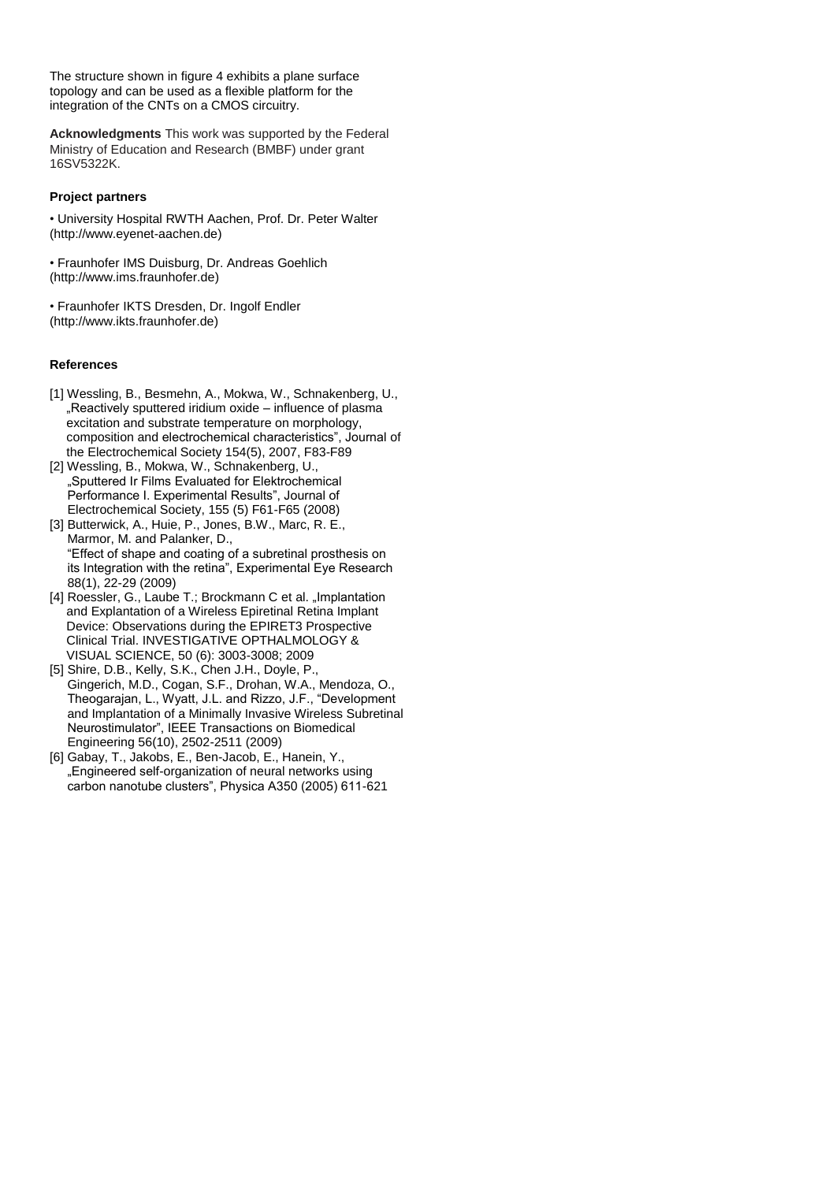The structure shown in figure 4 exhibits a plane surface topology and can be used as a flexible platform for the integration of the CNTs on a CMOS circuitry.

**Acknowledgments** This work was supported by the Federal Ministry of Education and Research (BMBF) under grant 16SV5322K.

**Project partners**

- University Hospital RWTH Aachen, Prof. Dr. Peter Walter (http://www.eyenet-aachen.de)
- Fraunhofer IMS Duisburg, Dr. Andreas Goehlich (http://www.ims.fraunhofer.de)
- Fraunhofer IKTS Dresden, Dr. Ingolf Endler (http://www.ikts.fraunhofer.de)

**References**

[1] Wessling, B., Besmehn, A., Mokwa, W., Schnakenberg, U., „Reactively sputtered iridium oxide – influence of plasma excitation and substrate temperature on morphology, composition and electrochemical characteristics", Journal of the Electrochemical Society 154(5), 2007, F83-F89

[2] Wessling, B., Mokwa, W., Schnakenberg, U., „Sputtered Ir Films Evaluated for Elektrochemical Performance I. Experimental Results", Journal of Electrochemical Society, 155 (5) F61-F65 (2008)

[3] Butterwick, A., Huie, P., Jones, B.W., Marc, R. E., Marmor, M. and Palanker, D., "Effect of shape and coating of a subretinal prosthesis on its Integration with the retina", Experimental Eye Research 88(1), 22-29 (2009)

[4] Roessler, G., Laube T.; Brockmann C et al. „Implantation and Explantation of a Wireless Epiretinal Retina Implant Device: Observations during the EPIRET3 Prospective Clinical Trial. INVESTIGATIVE OPTHALMOLOGY & VISUAL SCIENCE, 50 (6): 3003-3008; 2009

[5] Shire, D.B., Kelly, S.K., Chen J.H., Doyle, P., Gingerich, M.D., Cogan, S.F., Drohan, W.A., Mendoza, O., Theogarajan, L., Wyatt, J.L. and Rizzo, J.F., "Development and Implantation of a Minimally Invasive Wireless Subretinal Neurostimulator", IEEE Transactions on Biomedical Engineering 56(10), 2502-2511 (2009)

[6] Gabay, T., Jakobs, E., Ben-Jacob, E., Hanein, Y., „Engineered self-organization of neural networks using carbon nanotube clusters", Physica A350 (2005) 611-621